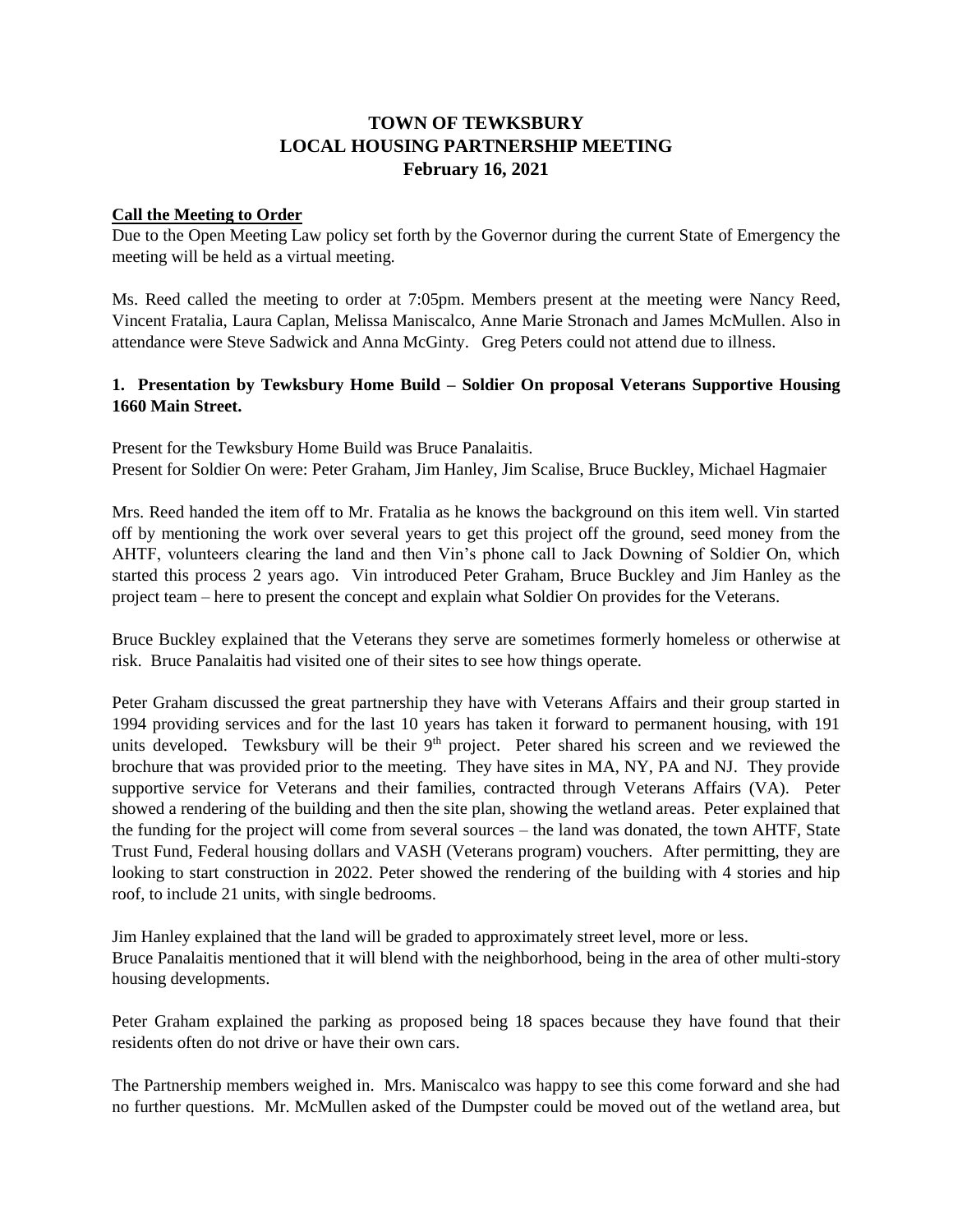# TOWN OF TEWKSBURY
## LOCAL HOUSING PARTNERSHIP MEETING
## February 16, 2021

**Call the Meeting to Order**

Due to the Open Meeting Law policy set forth by the Governor during the current State of Emergency the meeting will be held as a virtual meeting.

Ms. Reed called the meeting to order at 7:05pm. Members present at the meeting were Nancy Reed, Vincent Fratalia, Laura Caplan, Melissa Maniscalco, Anne Marie Stronach and James McMullen. Also in attendance were Steve Sadwick and Anna McGinty. Greg Peters could not attend due to illness.

**1. Presentation by Tewksbury Home Build – Soldier On proposal Veterans Supportive Housing 1660 Main Street.**

Present for the Tewksbury Home Build was Bruce Panalaitis.
Present for Soldier On were: Peter Graham, Jim Hanley, Jim Scalise, Bruce Buckley, Michael Hagmaier

Mrs. Reed handed the item off to Mr. Fratalia as he knows the background on this item well. Vin started off by mentioning the work over several years to get this project off the ground, seed money from the AHTF, volunteers clearing the land and then Vin's phone call to Jack Downing of Soldier On, which started this process 2 years ago. Vin introduced Peter Graham, Bruce Buckley and Jim Hanley as the project team – here to present the concept and explain what Soldier On provides for the Veterans.

Bruce Buckley explained that the Veterans they serve are sometimes formerly homeless or otherwise at risk. Bruce Panalaitis had visited one of their sites to see how things operate.

Peter Graham discussed the great partnership they have with Veterans Affairs and their group started in 1994 providing services and for the last 10 years has taken it forward to permanent housing, with 191 units developed. Tewksbury will be their 9th project. Peter shared his screen and we reviewed the brochure that was provided prior to the meeting. They have sites in MA, NY, PA and NJ. They provide supportive service for Veterans and their families, contracted through Veterans Affairs (VA). Peter showed a rendering of the building and then the site plan, showing the wetland areas. Peter explained that the funding for the project will come from several sources – the land was donated, the town AHTF, State Trust Fund, Federal housing dollars and VASH (Veterans program) vouchers. After permitting, they are looking to start construction in 2022. Peter showed the rendering of the building with 4 stories and hip roof, to include 21 units, with single bedrooms.

Jim Hanley explained that the land will be graded to approximately street level, more or less.
Bruce Panalaitis mentioned that it will blend with the neighborhood, being in the area of other multi-story housing developments.

Peter Graham explained the parking as proposed being 18 spaces because they have found that their residents often do not drive or have their own cars.

The Partnership members weighed in. Mrs. Maniscalco was happy to see this come forward and she had no further questions. Mr. McMullen asked of the Dumpster could be moved out of the wetland area, but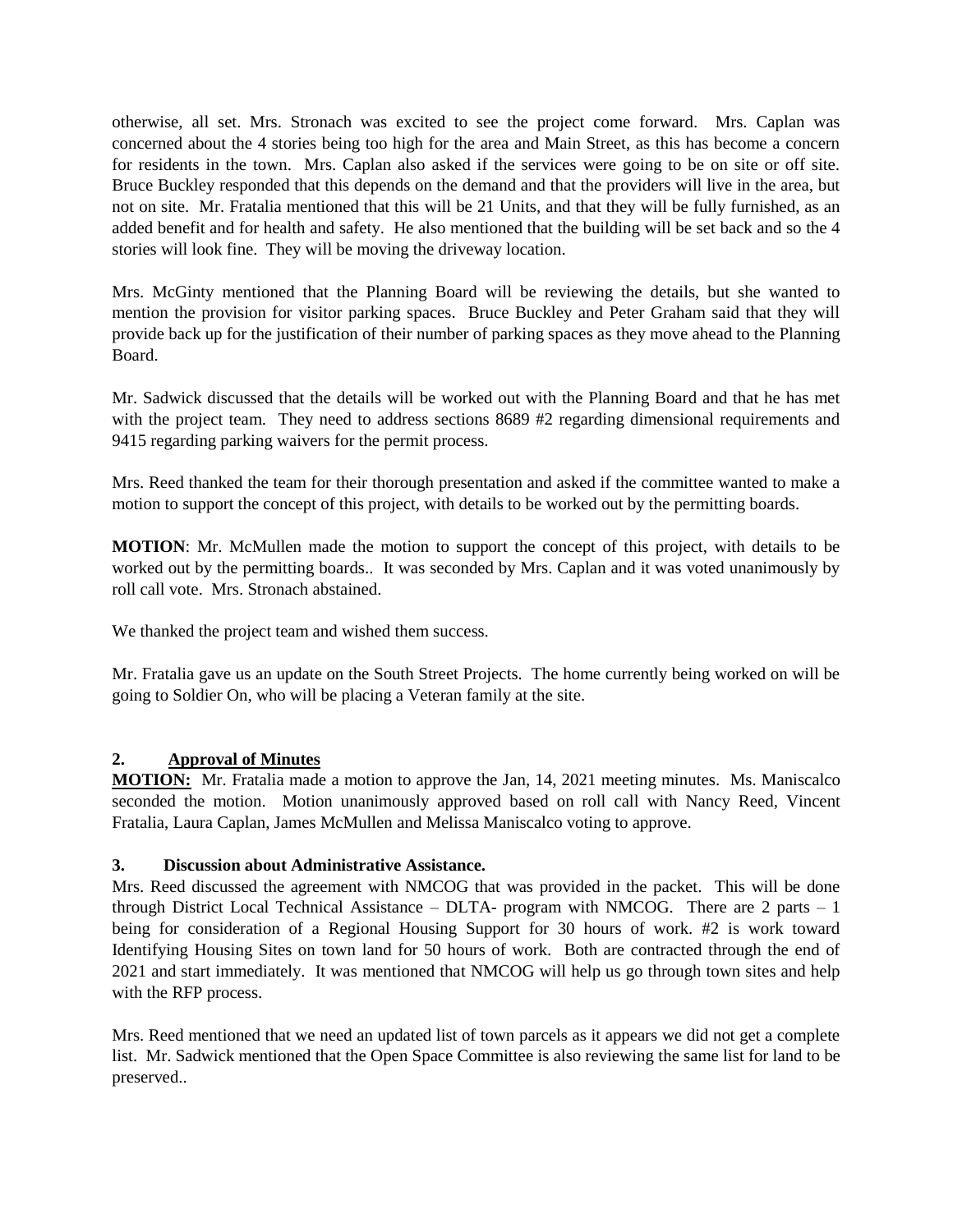otherwise, all set. Mrs. Stronach was excited to see the project come forward. Mrs. Caplan was concerned about the 4 stories being too high for the area and Main Street, as this has become a concern for residents in the town. Mrs. Caplan also asked if the services were going to be on site or off site. Bruce Buckley responded that this depends on the demand and that the providers will live in the area, but not on site. Mr. Fratalia mentioned that this will be 21 Units, and that they will be fully furnished, as an added benefit and for health and safety. He also mentioned that the building will be set back and so the 4 stories will look fine. They will be moving the driveway location.

Mrs. McGinty mentioned that the Planning Board will be reviewing the details, but she wanted to mention the provision for visitor parking spaces. Bruce Buckley and Peter Graham said that they will provide back up for the justification of their number of parking spaces as they move ahead to the Planning Board.

Mr. Sadwick discussed that the details will be worked out with the Planning Board and that he has met with the project team. They need to address sections 8689 #2 regarding dimensional requirements and 9415 regarding parking waivers for the permit process.

Mrs. Reed thanked the team for their thorough presentation and asked if the committee wanted to make a motion to support the concept of this project, with details to be worked out by the permitting boards.

**MOTION**: Mr. McMullen made the motion to support the concept of this project, with details to be worked out by the permitting boards.. It was seconded by Mrs. Caplan and it was voted unanimously by roll call vote. Mrs. Stronach abstained.

We thanked the project team and wished them success.

Mr. Fratalia gave us an update on the South Street Projects. The home currently being worked on will be going to Soldier On, who will be placing a Veteran family at the site.

## 2. Approval of Minutes

**MOTION:** Mr. Fratalia made a motion to approve the Jan, 14, 2021 meeting minutes. Ms. Maniscalco seconded the motion. Motion unanimously approved based on roll call with Nancy Reed, Vincent Fratalia, Laura Caplan, James McMullen and Melissa Maniscalco voting to approve.

## 3. Discussion about Administrative Assistance.

Mrs. Reed discussed the agreement with NMCOG that was provided in the packet. This will be done through District Local Technical Assistance – DLTA- program with NMCOG. There are 2 parts – 1 being for consideration of a Regional Housing Support for 30 hours of work. #2 is work toward Identifying Housing Sites on town land for 50 hours of work. Both are contracted through the end of 2021 and start immediately. It was mentioned that NMCOG will help us go through town sites and help with the RFP process.

Mrs. Reed mentioned that we need an updated list of town parcels as it appears we did not get a complete list. Mr. Sadwick mentioned that the Open Space Committee is also reviewing the same list for land to be preserved..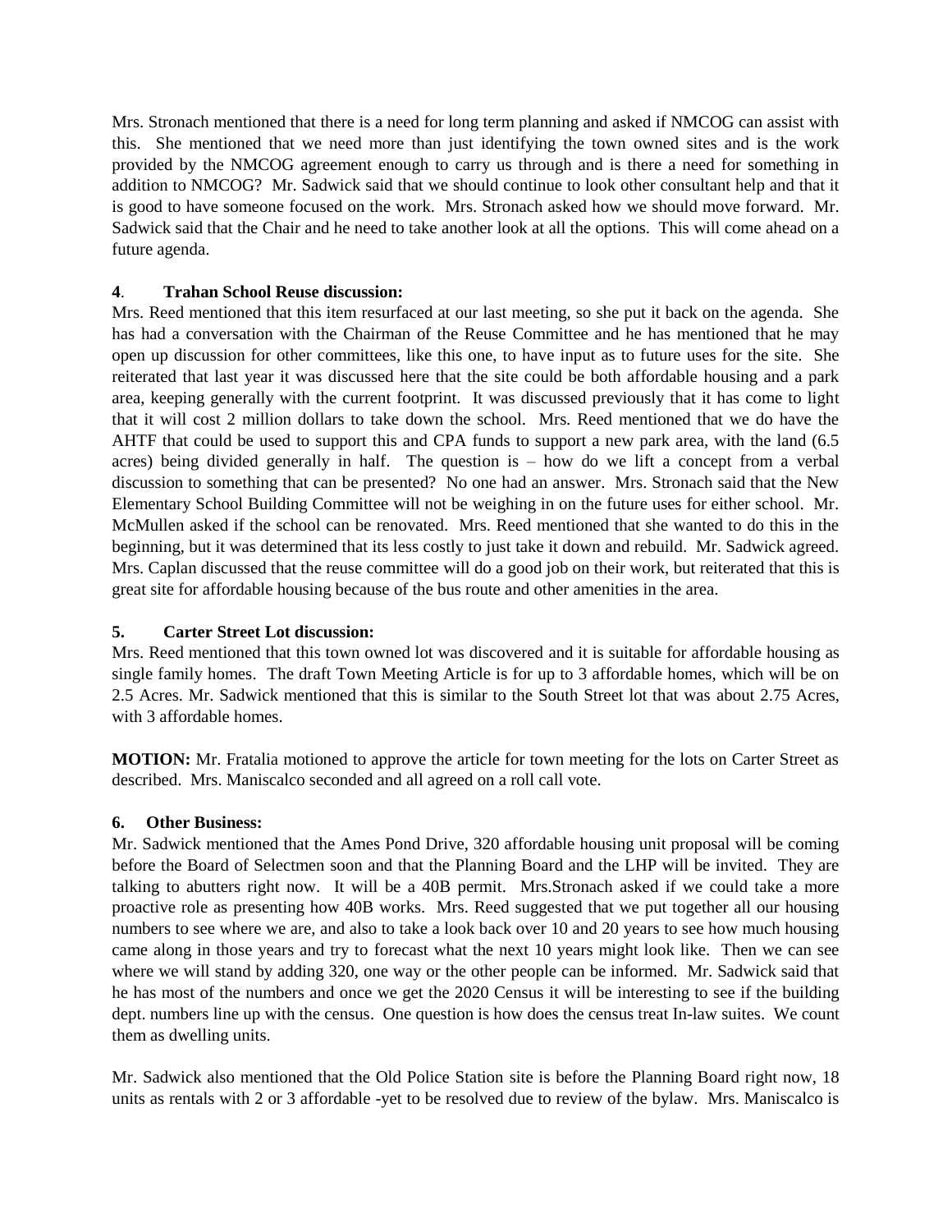Mrs. Stronach mentioned that there is a need for long term planning and asked if NMCOG can assist with this. She mentioned that we need more than just identifying the town owned sites and is the work provided by the NMCOG agreement enough to carry us through and is there a need for something in addition to NMCOG? Mr. Sadwick said that we should continue to look other consultant help and that it is good to have someone focused on the work. Mrs. Stronach asked how we should move forward. Mr. Sadwick said that the Chair and he need to take another look at all the options. This will come ahead on a future agenda.

**4**. **Trahan School Reuse discussion:**

Mrs. Reed mentioned that this item resurfaced at our last meeting, so she put it back on the agenda. She has had a conversation with the Chairman of the Reuse Committee and he has mentioned that he may open up discussion for other committees, like this one, to have input as to future uses for the site. She reiterated that last year it was discussed here that the site could be both affordable housing and a park area, keeping generally with the current footprint. It was discussed previously that it has come to light that it will cost 2 million dollars to take down the school. Mrs. Reed mentioned that we do have the AHTF that could be used to support this and CPA funds to support a new park area, with the land (6.5 acres) being divided generally in half. The question is – how do we lift a concept from a verbal discussion to something that can be presented? No one had an answer. Mrs. Stronach said that the New Elementary School Building Committee will not be weighing in on the future uses for either school. Mr. McMullen asked if the school can be renovated. Mrs. Reed mentioned that she wanted to do this in the beginning, but it was determined that its less costly to just take it down and rebuild. Mr. Sadwick agreed. Mrs. Caplan discussed that the reuse committee will do a good job on their work, but reiterated that this is great site for affordable housing because of the bus route and other amenities in the area.

**5.** **Carter Street Lot discussion:**

Mrs. Reed mentioned that this town owned lot was discovered and it is suitable for affordable housing as single family homes. The draft Town Meeting Article is for up to 3 affordable homes, which will be on 2.5 Acres. Mr. Sadwick mentioned that this is similar to the South Street lot that was about 2.75 Acres, with 3 affordable homes.

**MOTION:** Mr. Fratalia motioned to approve the article for town meeting for the lots on Carter Street as described. Mrs. Maniscalco seconded and all agreed on a roll call vote.

**6. Other Business:**

Mr. Sadwick mentioned that the Ames Pond Drive, 320 affordable housing unit proposal will be coming before the Board of Selectmen soon and that the Planning Board and the LHP will be invited. They are talking to abutters right now. It will be a 40B permit. Mrs.Stronach asked if we could take a more proactive role as presenting how 40B works. Mrs. Reed suggested that we put together all our housing numbers to see where we are, and also to take a look back over 10 and 20 years to see how much housing came along in those years and try to forecast what the next 10 years might look like. Then we can see where we will stand by adding 320, one way or the other people can be informed. Mr. Sadwick said that he has most of the numbers and once we get the 2020 Census it will be interesting to see if the building dept. numbers line up with the census. One question is how does the census treat In-law suites. We count them as dwelling units.

Mr. Sadwick also mentioned that the Old Police Station site is before the Planning Board right now, 18 units as rentals with 2 or 3 affordable -yet to be resolved due to review of the bylaw. Mrs. Maniscalco is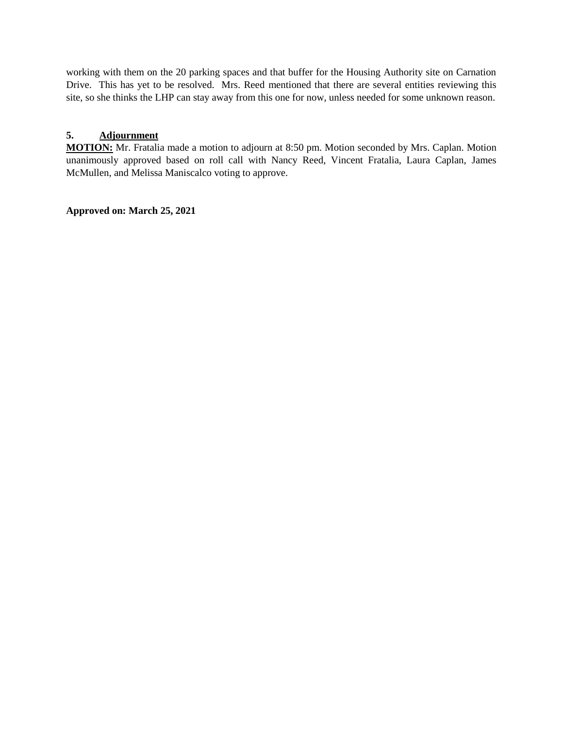working with them on the 20 parking spaces and that buffer for the Housing Authority site on Carnation Drive. This has yet to be resolved. Mrs. Reed mentioned that there are several entities reviewing this site, so she thinks the LHP can stay away from this one for now, unless needed for some unknown reason.

**5. Adjournment**

**MOTION:** Mr. Fratalia made a motion to adjourn at 8:50 pm. Motion seconded by Mrs. Caplan. Motion unanimously approved based on roll call with Nancy Reed, Vincent Fratalia, Laura Caplan, James McMullen, and Melissa Maniscalco voting to approve.

**Approved on: March 25, 2021**